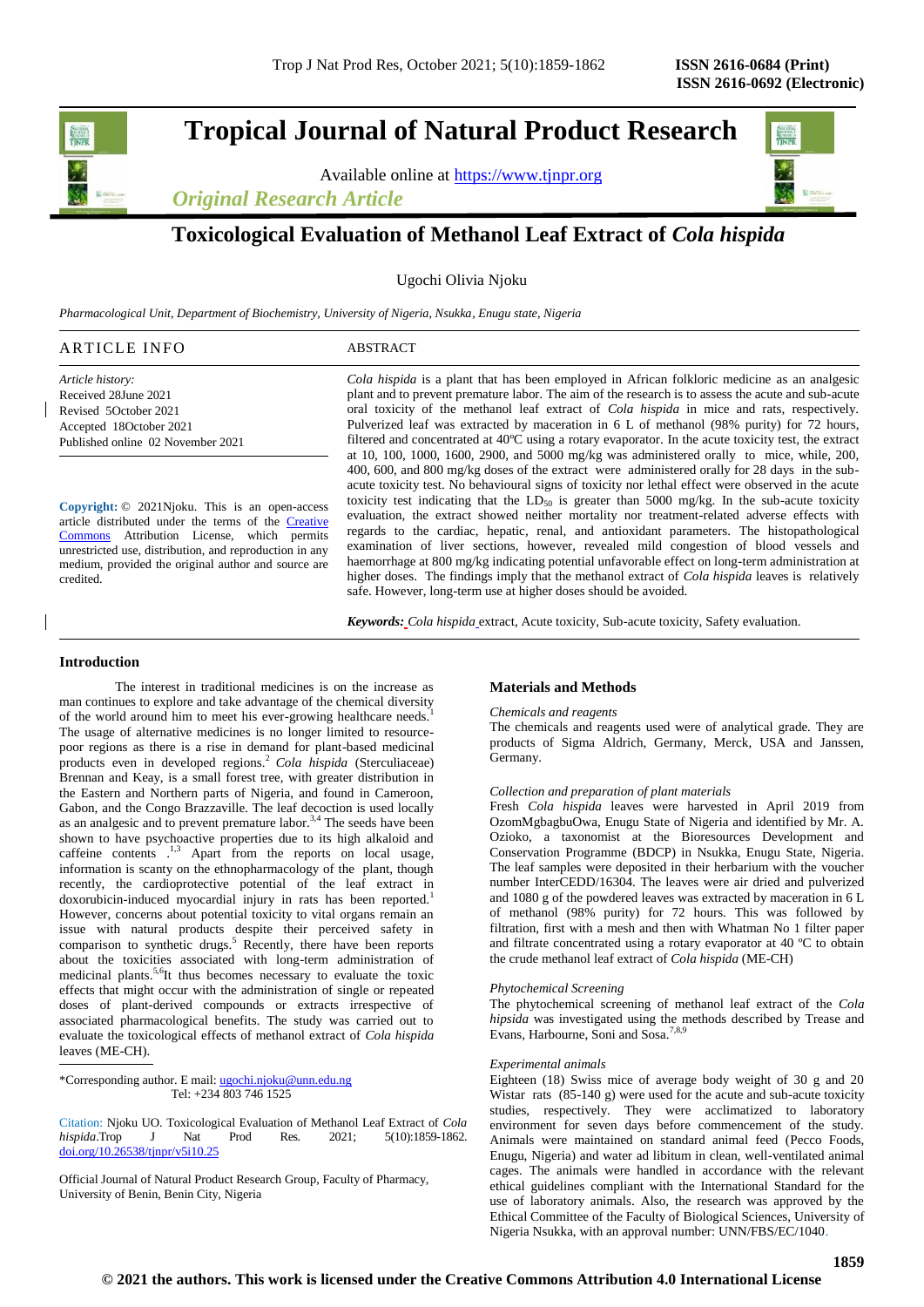# Tropical Journal of Natural Product Research

Available online at https://www.tjnpr.org

*Original Research Article*

## Toxicological Evaluation of Methanol Leaf Extract of *Cola hispida*

Ugochi Olivia Njoku

*Pharmacological Unit, Department of Biochemistry, University of Nigeria, Nsukka, Enugu state, Nigeria*

### ARTICLE INFO

*Article history:*
Received 28June 2021
Revised 5October 2021
Accepted 18October 2021
Published online 02 November 2021

**Copyright:** © 2021Njoku. This is an open-access article distributed under the terms of the Creative Commons Attribution License, which permits unrestricted use, distribution, and reproduction in any medium, provided the original author and source are credited.

### ABSTRACT

*Cola hispida* is a plant that has been employed in African folkloric medicine as an analgesic plant and to prevent premature labor. The aim of the research is to assess the acute and sub-acute oral toxicity of the methanol leaf extract of *Cola hispida* in mice and rats, respectively. Pulverized leaf was extracted by maceration in 6 L of methanol (98% purity) for 72 hours, filtered and concentrated at 40ºC using a rotary evaporator. In the acute toxicity test, the extract at 10, 100, 1000, 1600, 2900, and 5000 mg/kg was administered orally to mice, while, 200, 400, 600, and 800 mg/kg doses of the extract were administered orally for 28 days in the sub-acute toxicity test. No behavioural signs of toxicity nor lethal effect were observed in the acute toxicity test indicating that the $LD_{50}$ is greater than 5000 mg/kg. In the sub-acute toxicity evaluation, the extract showed neither mortality nor treatment-related adverse effects with regards to the cardiac, hepatic, renal, and antioxidant parameters. The histopathological examination of liver sections, however, revealed mild congestion of blood vessels and haemorrhage at 800 mg/kg indicating potential unfavorable effect on long-term administration at higher doses. The findings imply that the methanol extract of *Cola hispida* leaves is relatively safe. However, long-term use at higher doses should be avoided.

***Keywords:*** *Cola hispida* extract, Acute toxicity, Sub-acute toxicity, Safety evaluation.

## Introduction

The interest in traditional medicines is on the increase as man continues to explore and take advantage of the chemical diversity of the world around him to meet his ever-growing healthcare needs.[1] The usage of alternative medicines is no longer limited to resource-poor regions as there is a rise in demand for plant-based medicinal products even in developed regions.[2] *Cola hispida* (Sterculiaceae) Brennan and Keay, is a small forest tree, with greater distribution in the Eastern and Northern parts of Nigeria, and found in Cameroon, Gabon, and the Congo Brazzaville. The leaf decoction is used locally as an analgesic and to prevent premature labor.[3,4] The seeds have been shown to have psychoactive properties due to its high alkaloid and caffeine contents .[1,3] Apart from the reports on local usage, information is scanty on the ethnopharmacology of the plant, though recently, the cardioprotective potential of the leaf extract in doxorubicin-induced myocardial injury in rats has been reported.[1] However, concerns about potential toxicity to vital organs remain an issue with natural products despite their perceived safety in comparison to synthetic drugs.[5] Recently, there have been reports about the toxicities associated with long-term administration of medicinal plants.[5,6]It thus becomes necessary to evaluate the toxic effects that might occur with the administration of single or repeated doses of plant-derived compounds or extracts irrespective of associated pharmacological benefits. The study was carried out to evaluate the toxicological effects of methanol extract of *Cola hispida* leaves (ME-CH).

\*Corresponding author. E mail: ugochi.njoku@unn.edu.ng
Tel: +234 803 746 1525

Citation: Njoku UO. Toxicological Evaluation of Methanol Leaf Extract of *Cola hispida*.Trop J Nat Prod Res. 2021; 5(10):1859-1862. doi.org/10.26538/tjnpr/v5i10.25

Official Journal of Natural Product Research Group, Faculty of Pharmacy, University of Benin, Benin City, Nigeria

## Materials and Methods

*Chemicals and reagents*

The chemicals and reagents used were of analytical grade. They are products of Sigma Aldrich, Germany, Merck, USA and Janssen, Germany.

*Collection and preparation of plant materials*

Fresh *Cola hispida* leaves were harvested in April 2019 from OzomMgbagbuOwa, Enugu State of Nigeria and identified by Mr. A. Ozioko, a taxonomist at the Bioresources Development and Conservation Programme (BDCP) in Nsukka, Enugu State, Nigeria. The leaf samples were deposited in their herbarium with the voucher number InterCEDD/16304. The leaves were air dried and pulverized and 1080 g of the powdered leaves was extracted by maceration in 6 L of methanol (98% purity) for 72 hours. This was followed by filtration, first with a mesh and then with Whatman No 1 filter paper and filtrate concentrated using a rotary evaporator at 40 ºC to obtain the crude methanol leaf extract of *Cola hispida* (ME-CH)

*Phytochemical Screening*

The phytochemical screening of methanol leaf extract of the *Cola hipsida* was investigated using the methods described by Trease and Evans, Harbourne, Soni and Sosa.[7,8,9]

*Experimental animals*

Eighteen (18) Swiss mice of average body weight of 30 g and 20 Wistar rats (85-140 g) were used for the acute and sub-acute toxicity studies, respectively. They were acclimatized to laboratory environment for seven days before commencement of the study. Animals were maintained on standard animal feed (Pecco Foods, Enugu, Nigeria) and water ad libitum in clean, well-ventilated animal cages. The animals were handled in accordance with the relevant ethical guidelines compliant with the International Standard for the use of laboratory animals. Also, the research was approved by the Ethical Committee of the Faculty of Biological Sciences, University of Nigeria Nsukka, with an approval number: UNN/FBS/EC/1040.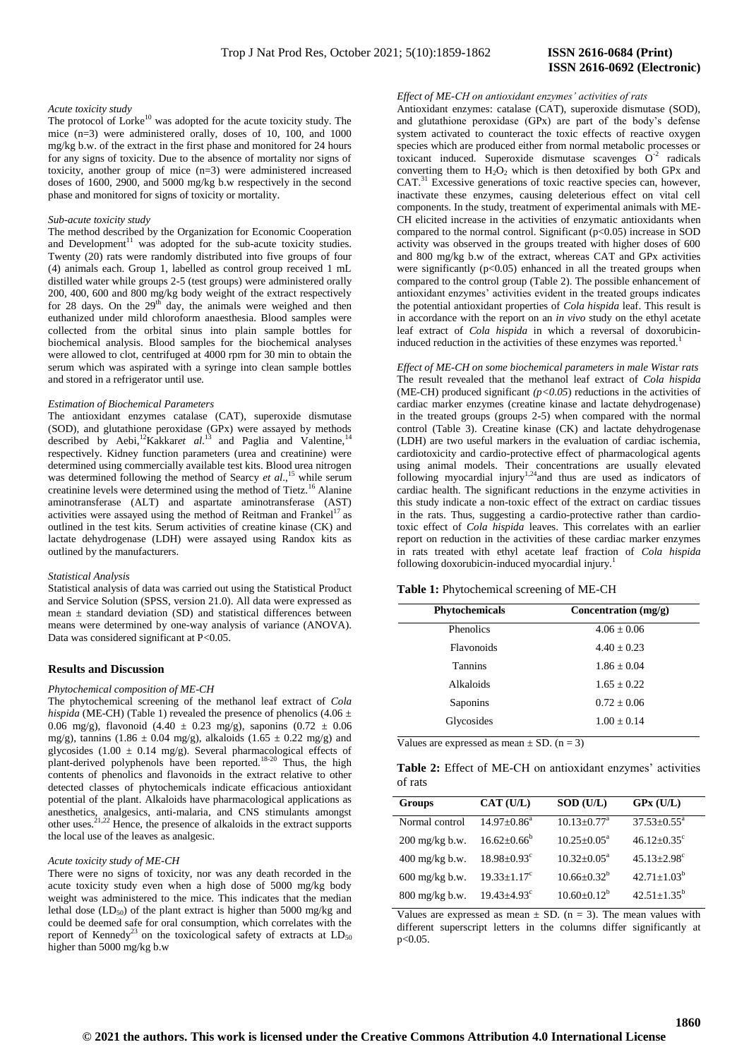*Acute toxicity study*

The protocol of Lorke[10] was adopted for the acute toxicity study. The mice (n=3) were administered orally, doses of 10, 100, and 1000 mg/kg b.w. of the extract in the first phase and monitored for 24 hours for any signs of toxicity. Due to the absence of mortality nor signs of toxicity, another group of mice (n=3) were administered increased doses of 1600, 2900, and 5000 mg/kg b.w respectively in the second phase and monitored for signs of toxicity or mortality.

*Sub-acute toxicity study*

The method described by the Organization for Economic Cooperation and Development[11] was adopted for the sub-acute toxicity studies. Twenty (20) rats were randomly distributed into five groups of four (4) animals each. Group 1, labelled as control group received 1 mL distilled water while groups 2-5 (test groups) were administered orally 200, 400, 600 and 800 mg/kg body weight of the extract respectively for 28 days. On the 29th day, the animals were weighed and then euthanized under mild chloroform anaesthesia. Blood samples were collected from the orbital sinus into plain sample bottles for biochemical analysis. Blood samples for the biochemical analyses were allowed to clot, centrifuged at 4000 rpm for 30 min to obtain the serum which was aspirated with a syringe into clean sample bottles and stored in a refrigerator until use.

*Estimation of Biochemical Parameters*

The antioxidant enzymes catalase (CAT), superoxide dismutase (SOD), and glutathione peroxidase (GPx) were assayed by methods described by Aebi,[12] Kakkar*et al.*[13] and Paglia and Valentine,[14] respectively. Kidney function parameters (urea and creatinine) were determined using commercially available test kits. Blood urea nitrogen was determined following the method of Searcy *et al*.,[15] while serum creatinine levels were determined using the method of Tietz.[16] Alanine aminotransferase (ALT) and aspartate aminotransferase (AST) activities were assayed using the method of Reitman and Frankel[17] as outlined in the test kits. Serum activities of creatine kinase (CK) and lactate dehydrogenase (LDH) were assayed using Randox kits as outlined by the manufacturers.

*Statistical Analysis*

Statistical analysis of data was carried out using the Statistical Product and Service Solution (SPSS, version 21.0). All data were expressed as mean ± standard deviation (SD) and statistical differences between means were determined by one-way analysis of variance (ANOVA). Data was considered significant at $P<0.05$.

## Results and Discussion

*Phytochemical composition of ME-CH*

The phytochemical screening of the methanol leaf extract of *Cola hispida* (ME-CH) (Table 1) revealed the presence of phenolics (4.06 ± 0.06 mg/g), flavonoid (4.40 ± 0.23 mg/g), saponins (0.72 ± 0.06 mg/g), tannins (1.86 ± 0.04 mg/g), alkaloids (1.65 ± 0.22 mg/g) and glycosides (1.00 ± 0.14 mg/g). Several pharmacological effects of plant-derived polyphenols have been reported.[18-20] Thus, the high contents of phenolics and flavonoids in the extract relative to other detected classes of phytochemicals indicate efficacious antioxidant potential of the plant. Alkaloids have pharmacological applications as anesthetics, analgesics, anti-malaria, and CNS stimulants amongst other uses.[21,22] Hence, the presence of alkaloids in the extract supports the local use of the leaves as analgesic.

*Acute toxicity study of ME-CH*

There were no signs of toxicity, nor was any death recorded in the acute toxicity study even when a high dose of 5000 mg/kg body weight was administered to the mice. This indicates that the median lethal dose ($LD_{50}$) of the plant extract is higher than 5000 mg/kg and could be deemed safe for oral consumption, which correlates with the report of Kennedy[23] on the toxicological safety of extracts at $LD_{50}$ higher than 5000 mg/kg b.w

*Effect of ME-CH on antioxidant enzymes' activities of rats*

Antioxidant enzymes: catalase (CAT), superoxide dismutase (SOD), and glutathione peroxidase (GPx) are part of the body's defense system activated to counteract the toxic effects of reactive oxygen species which are produced either from normal metabolic processes or toxicant induced. Superoxide dismutase scavenges $O^{-2}$ radicals converting them to $H_2O_2$ which is then detoxified by both GPx and CAT.[31] Excessive generations of toxic reactive species can, however, inactivate these enzymes, causing deleterious effect on vital cell components. In the study, treatment of experimental animals with ME-CH elicited increase in the activities of enzymatic antioxidants when compared to the normal control. Significant ($p<0.05$) increase in SOD activity was observed in the groups treated with higher doses of 600 and 800 mg/kg b.w of the extract, whereas CAT and GPx activities were significantly ($p<0.05$) enhanced in all the treated groups when compared to the control group (Table 2). The possible enhancement of antioxidant enzymes' activities evident in the treated groups indicates the potential antioxidant properties of *Cola hispida* leaf. This result is in accordance with the report on an *in vivo* study on the ethyl acetate leaf extract of *Cola hispida* in which a reversal of doxorubicin-induced reduction in the activities of these enzymes was reported.[1]

*Effect of ME-CH on some biochemical parameters in male Wistar rats*

The result revealed that the methanol leaf extract of *Cola hispida* (ME-CH) produced significant ($p<0.05$) reductions in the activities of cardiac marker enzymes (creatine kinase and lactate dehydrogenase) in the treated groups (groups 2-5) when compared with the normal control (Table 3). Creatine kinase (CK) and lactate dehydrogenase (LDH) are two useful markers in the evaluation of cardiac ischemia, cardiotoxicity and cardio-protective effect of pharmacological agents using animal models. Their concentrations are usually elevated following myocardial injury[1,24] and thus are used as indicators of cardiac health. The significant reductions in the enzyme activities in this study indicate a non-toxic effect of the extract on cardiac tissues in the rats. Thus, suggesting a cardio-protective rather than cardio-toxic effect of *Cola hispida* leaves. This correlates with an earlier report on reduction in the activities of these cardiac marker enzymes in rats treated with ethyl acetate leaf fraction of *Cola hispida* following doxorubicin-induced myocardial injury.[1]

**Table 1:** Phytochemical screening of ME-CH

| Phytochemicals | Concentration (mg/g) |
|---|---|
| Phenolics | 4.06 ± 0.06 |
| Flavonoids | 4.40 ± 0.23 |
| Tannins | 1.86 ± 0.04 |
| Alkaloids | 1.65 ± 0.22 |
| Saponins | 0.72 ± 0.06 |
| Glycosides | 1.00 ± 0.14 |

Values are expressed as mean ± SD. (n = 3)

**Table 2:** Effect of ME-CH on antioxidant enzymes' activities of rats

| Groups | CAT (U/L) | SOD (U/L) | GPx (U/L) |
|---|---|---|---|
| Normal control | $14.97\pm0.86^a$ | $10.13\pm0.77^a$ | $37.53\pm0.55^a$ |
| 200 mg/kg b.w. | $16.62\pm0.66^b$ | $10.25\pm0.05^a$ | $46.12\pm0.35^c$ |
| 400 mg/kg b.w. | $18.98\pm0.93^c$ | $10.32\pm0.05^a$ | $45.13\pm2.98^c$ |
| 600 mg/kg b.w. | $19.33\pm1.17^c$ | $10.66\pm0.32^b$ | $42.71\pm1.03^b$ |
| 800 mg/kg b.w. | $19.43\pm4.93^c$ | $10.60\pm0.12^b$ | $42.51\pm1.35^b$ |

Values are expressed as mean ± SD. (n = 3). The mean values with different superscript letters in the columns differ significantly at p<0.05.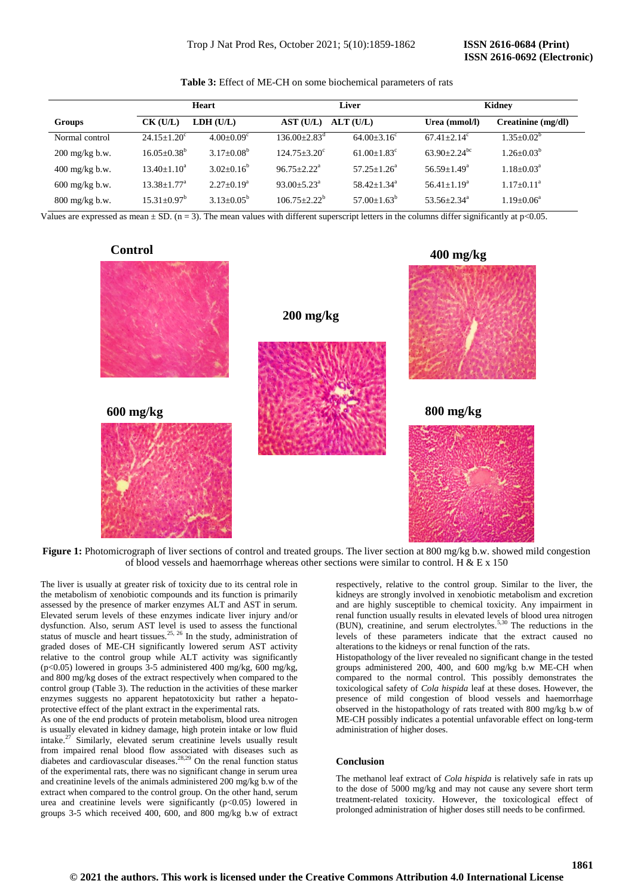**Table 3:** Effect of ME-CH on some biochemical parameters of rats

| | Heart | | Liver | | Kidney | |
|---|---|---|---|---|---|---|
| **Groups** | **CK (U/L)** | **LDH (U/L)** | **AST (U/L)** | **ALT (U/L)** | **Urea (mmol/l)** | **Creatinine (mg/dl)** |
| Normal control | 24.15±1.20[c] | 4.00±0.09[c] | 136.00±2.83[d] | 64.00±3.16[c] | 67.41±2.14[c] | 1.35±0.02[b] |
| 200 mg/kg b.w. | 16.05±0.38[b] | 3.17±0.08[b] | 124.75±3.20[c] | 61.00±1.83[c] | 63.90±2.24[bc] | 1.26±0.03[b] |
| 400 mg/kg b.w. | 13.40±1.10[a] | 3.02±0.16[b] | 96.75±2.22[a] | 57.25±1.26[a] | 56.59±1.49[a] | 1.18±0.03[a] |
| 600 mg/kg b.w. | 13.38±1.77[a] | 2.27±0.19[a] | 93.00±5.23[a] | 58.42±1.34[a] | 56.41±1.19[a] | 1.17±0.11[a] |
| 800 mg/kg b.w. | 15.31±0.97[b] | 3.13±0.05[b] | 106.75±2.22[b] | 57.00±1.63[b] | 53.56±2.34[a] | 1.19±0.06[a] |

Values are expressed as mean ± SD. (n = 3). The mean values with different superscript letters in the columns differ significantly at p<0.05.

Control

200 mg/kg

400 mg/kg

600 mg/kg

800 mg/kg

**Figure 1:** Photomicrograph of liver sections of control and treated groups. The liver section at 800 mg/kg b.w. showed mild congestion of blood vessels and haemorrhage whereas other sections were similar to control. H & E x 150

The liver is usually at greater risk of toxicity due to its central role in the metabolism of xenobiotic compounds and its function is primarily assessed by the presence of marker enzymes ALT and AST in serum. Elevated serum levels of these enzymes indicate liver injury and/or dysfunction. Also, serum AST level is used to assess the functional status of muscle and heart tissues.[25, 26] In the study, administration of graded doses of ME-CH significantly lowered serum AST activity relative to the control group while ALT activity was significantly ($p<0.05$) lowered in groups 3-5 administered 400 mg/kg, 600 mg/kg, and 800 mg/kg doses of the extract respectively when compared to the control group (Table 3). The reduction in the activities of these marker enzymes suggests no apparent hepatotoxicity but rather a hepato-protective effect of the plant extract in the experimental rats.

As one of the end products of protein metabolism, blood urea nitrogen is usually elevated in kidney damage, high protein intake or low fluid intake.[27] Similarly, elevated serum creatinine levels usually result from impaired renal blood flow associated with diseases such as diabetes and cardiovascular diseases.[28,29] On the renal function status of the experimental rats, there was no significant change in serum urea and creatinine levels of the animals administered 200 mg/kg b.w of the extract when compared to the control group. On the other hand, serum urea and creatinine levels were significantly ($p<0.05$) lowered in groups 3-5 which received 400, 600, and 800 mg/kg b.w of extract respectively, relative to the control group. Similar to the liver, the kidneys are strongly involved in xenobiotic metabolism and excretion and are highly susceptible to chemical toxicity. Any impairment in renal function usually results in elevated levels of blood urea nitrogen (BUN), creatinine, and serum electrolytes.[5,30] The reductions in the levels of these parameters indicate that the extract caused no alterations to the kidneys or renal function of the rats.

Histopathology of the liver revealed no significant change in the tested groups administered 200, 400, and 600 mg/kg b.w ME-CH when compared to the normal control. This possibly demonstrates the toxicological safety of *Cola hispida* leaf at these doses. However, the presence of mild congestion of blood vessels and haemorrhage observed in the histopathology of rats treated with 800 mg/kg b.w of ME-CH possibly indicates a potential unfavorable effect on long-term administration of higher doses.

## Conclusion

The methanol leaf extract of *Cola hispida* is relatively safe in rats up to the dose of 5000 mg/kg and may not cause any severe short term treatment-related toxicity. However, the toxicological effect of prolonged administration of higher doses still needs to be confirmed.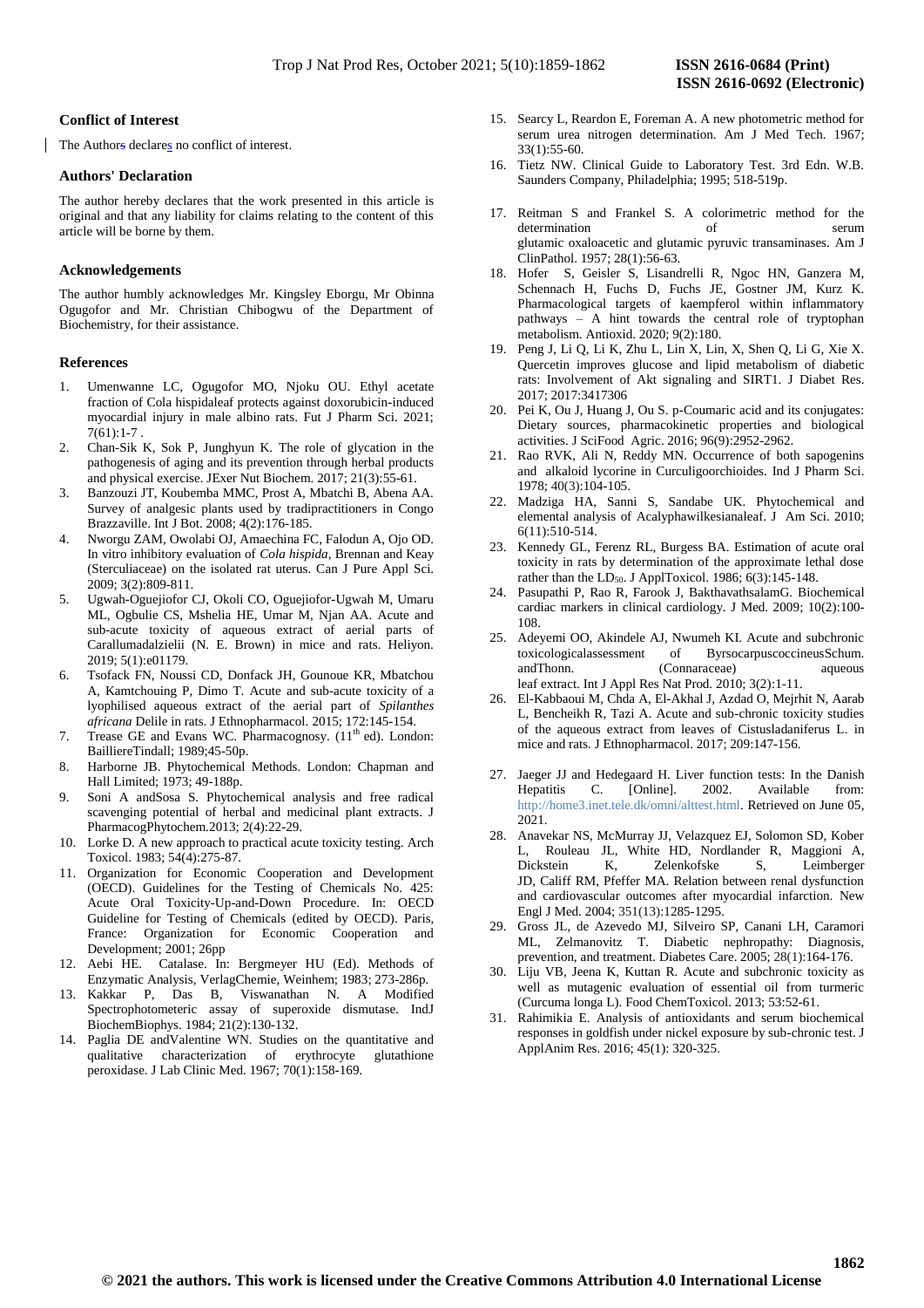## Conflict of Interest

The Authors declares no conflict of interest.

## Authors' Declaration

The author hereby declares that the work presented in this article is original and that any liability for claims relating to the content of this article will be borne by them.

## Acknowledgements

The author humbly acknowledges Mr. Kingsley Eborgu, Mr Obinna Ogugofor and Mr. Christian Chibogwu of the Department of Biochemistry, for their assistance.

## References

1. Umenwanne LC, Ogugofor MO, Njoku OU. Ethyl acetate fraction of Cola hispidaleaf protects against doxorubicin-induced myocardial injury in male albino rats. Fut J Pharm Sci. 2021; 7(61):1-7 .
2. Chan-Sik K, Sok P, Junghyun K. The role of glycation in the pathogenesis of aging and its prevention through herbal products and physical exercise. JExer Nut Biochem. 2017; 21(3):55-61.
3. Banzouzi JT, Koubemba MMC, Prost A, Mbatchi B, Abena AA. Survey of analgesic plants used by tradipractitioners in Congo Brazzaville. Int J Bot. 2008; 4(2):176-185.
4. Nworgu ZAM, Owolabi OJ, Amaechina FC, Falodun A, Ojo OD. In vitro inhibitory evaluation of *Cola hispida*, Brennan and Keay (Sterculiaceae) on the isolated rat uterus. Can J Pure Appl Sci. 2009; 3(2):809-811.
5. Ugwah-Oguejiofor CJ, Okoli CO, Oguejiofor-Ugwah M, Umaru ML, Ogbulie CS, Mshelia HE, Umar M, Njan AA. Acute and sub-acute toxicity of aqueous extract of aerial parts of Carallumadalzielii (N. E. Brown) in mice and rats. Heliyon. 2019; 5(1):e01179.
6. Tsofack FN, Noussi CD, Donfack JH, Gounoue KR, Mbatchou A, Kamtchouing P, Dimo T. Acute and sub-acute toxicity of a lyophilised aqueous extract of the aerial part of *Spilanthes africana* Delile in rats. J Ethnopharmacol. 2015; 172:145-154.
7. Trease GE and Evans WC. Pharmacognosy. (11th ed). London: BailliereTindall; 1989;45-50p.
8. Harborne JB. Phytochemical Methods. London: Chapman and Hall Limited; 1973; 49-188p.
9. Soni A andSosa S. Phytochemical analysis and free radical scavenging potential of herbal and medicinal plant extracts. J PharmacogPhytochem.2013; 2(4):22-29.
10. Lorke D. A new approach to practical acute toxicity testing. Arch Toxicol. 1983; 54(4):275-87.
11. Organization for Economic Cooperation and Development (OECD). Guidelines for the Testing of Chemicals No. 425: Acute Oral Toxicity-Up-and-Down Procedure. In: OECD Guideline for Testing of Chemicals (edited by OECD). Paris, France: Organization for Economic Cooperation and Development; 2001; 26pp
12. Aebi HE. Catalase. In: Bergmeyer HU (Ed). Methods of Enzymatic Analysis, VerlagChemie, Weinhem; 1983; 273-286p.
13. Kakkar P, Das B, Viswanathan N. A Modified Spectrophotometeric assay of superoxide dismutase. IndJ BiochemBiophys. 1984; 21(2):130-132.
14. Paglia DE andValentine WN. Studies on the quantitative and qualitative characterization of erythrocyte glutathione peroxidase. J Lab Clinic Med. 1967; 70(1):158-169.
15. Searcy L, Reardon E, Foreman A. A new photometric method for serum urea nitrogen determination. Am J Med Tech. 1967; 33(1):55-60.
16. Tietz NW. Clinical Guide to Laboratory Test. 3rd Edn. W.B. Saunders Company, Philadelphia; 1995; 518-519p.
17. Reitman S and Frankel S. A colorimetric method for the determination of serum glutamic oxaloacetic and glutamic pyruvic transaminases. Am J ClinPathol. 1957; 28(1):56-63.
18. Hofer S, Geisler S, Lisandrelli R, Ngoc HN, Ganzera M, Schennach H, Fuchs D, Fuchs JE, Gostner JM, Kurz K. Pharmacological targets of kaempferol within inflammatory pathways – A hint towards the central role of tryptophan metabolism. Antioxid. 2020; 9(2):180.
19. Peng J, Li Q, Li K, Zhu L, Lin X, Lin, X, Shen Q, Li G, Xie X. Quercetin improves glucose and lipid metabolism of diabetic rats: Involvement of Akt signaling and SIRT1. J Diabet Res. 2017; 2017:3417306
20. Pei K, Ou J, Huang J, Ou S. p-Coumaric acid and its conjugates: Dietary sources, pharmacokinetic properties and biological activities. J SciFood Agric. 2016; 96(9):2952-2962.
21. Rao RVK, Ali N, Reddy MN. Occurrence of both sapogenins and alkaloid lycorine in Curculigoorchioides. Ind J Pharm Sci. 1978; 40(3):104-105.
22. Madziga HA, Sanni S, Sandabe UK. Phytochemical and elemental analysis of Acalyphawilkesianaleaf. J Am Sci. 2010; 6(11):510-514.
23. Kennedy GL, Ferenz RL, Burgess BA. Estimation of acute oral toxicity in rats by determination of the approximate lethal dose rather than the $LD_{50}$. J ApplToxicol. 1986; 6(3):145-148.
24. Pasupathi P, Rao R, Farook J, BakthavathsalamG. Biochemical cardiac markers in clinical cardiology. J Med. 2009; 10(2):100-108.
25. Adeyemi OO, Akindele AJ, Nwumeh KI. Acute and subchronic toxicologicalassessment of ByrsocarpuscoccineusSchum. andThonn. (Connaraceae) aqueous leaf extract. Int J Appl Res Nat Prod. 2010; 3(2):1-11.
26. El-Kabbaoui M, Chda A, El-Akhal J, Azdad O, Mejrhit N, Aarab L, Bencheikh R, Tazi A. Acute and sub-chronic toxicity studies of the aqueous extract from leaves of Cistusladaniferus L. in mice and rats. J Ethnopharmacol. 2017; 209:147-156.
27. Jaeger JJ and Hedegaard H. Liver function tests: In the Danish Hepatitis C. [Online]. 2002. Available from: http://home3.inet.tele.dk/omni/alttest.html. Retrieved on June 05, 2021.
28. Anavekar NS, McMurray JJ, Velazquez EJ, Solomon SD, Kober L, Rouleau JL, White HD, Nordlander R, Maggioni A, Dickstein K, Zelenkofske S, Leimberger JD, Califf RM, Pfeffer MA. Relation between renal dysfunction and cardiovascular outcomes after myocardial infarction. New Engl J Med. 2004; 351(13):1285-1295.
29. Gross JL, de Azevedo MJ, Silveiro SP, Canani LH, Caramori ML, Zelmanovitz T. Diabetic nephropathy: Diagnosis, prevention, and treatment. Diabetes Care. 2005; 28(1):164-176.
30. Liju VB, Jeena K, Kuttan R. Acute and subchronic toxicity as well as mutagenic evaluation of essential oil from turmeric (Curcuma longa L). Food ChemToxicol. 2013; 53:52-61.
31. Rahimikia E. Analysis of antioxidants and serum biochemical responses in goldfish under nickel exposure by sub-chronic test. J ApplAnim Res. 2016; 45(1): 320-325.